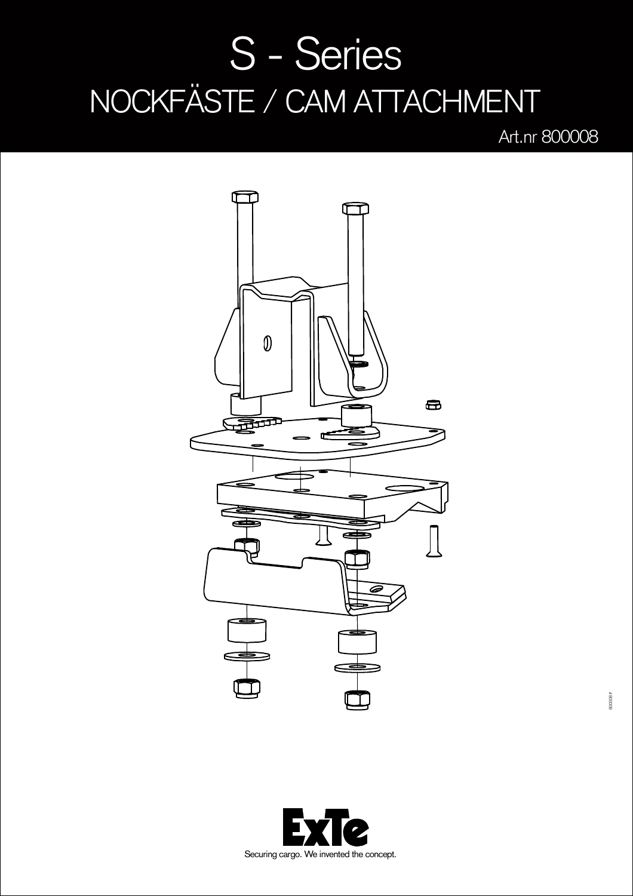# S - Series

## NOCKFÄSTE / CAM ATTACHMENT

Art.nr 800008

800008 F

Securing cargo. We invented the concept.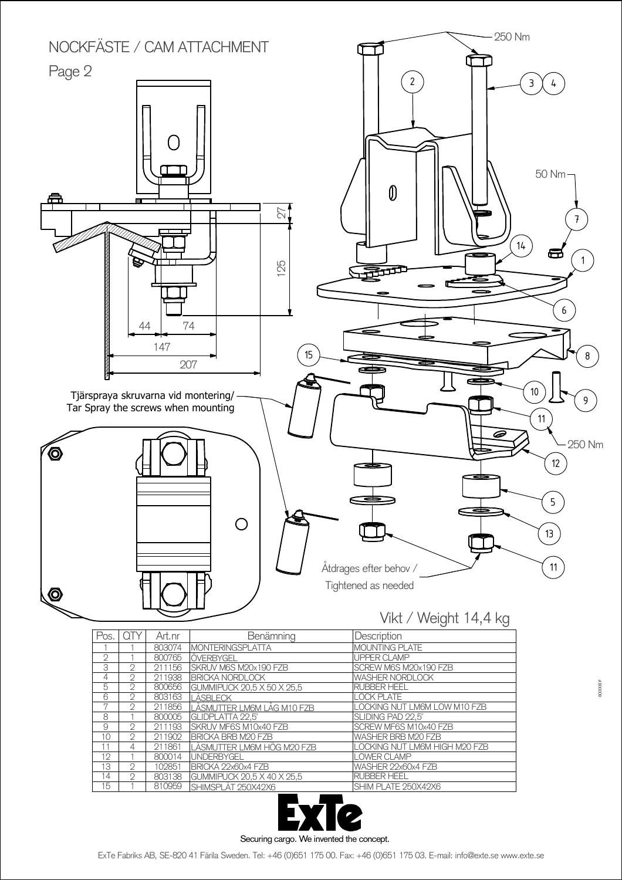# NOCKFÄSTE / CAM ATTACHMENT

Page 2

27

125

44

74

147

207

Tjärspraya skruvarna vid montering/
Tar Spray the screws when mounting

250 Nm

50 Nm

250 Nm

Åtdrages efter behov /
Tightened as needed

Vikt / Weight 14,4 kg

| Pos. | QTY | Art.nr | Benämning | Description |
|---|---|---|---|---|
| 1 | 1 | 803074 | MONTERINGSPLATTA | MOUNTING PLATE |
| 2 | 1 | 800765 | ÖVERBYGEL | UPPER CLAMP |
| 3 | 2 | 211156 | SKRUV M6S M20x190 FZB | SCREW M6S M20x190 FZB |
| 4 | 2 | 211938 | BRICKA NORDLOCK | WASHER NORDLOCK |
| 5 | 2 | 800656 | GUMMIPUCK 20,5 X 50 X 25,5 | RUBBER HEEL |
| 6 | 2 | 803163 | LÅSBLECK | LOCK PLATE |
| 7 | 2 | 211856 | LÅSMUTTER LM6M LÅG M10 FZB | LOCKING NUT LM6M LOW M10 FZB |
| 8 | 1 | 800005 | GLIDPLATTA 22,5° | SLIDING PAD 22,5° |
| 9 | 2 | 211193 | SKRUV MF6S M10x40 FZB | SCREW MF6S M10x40 FZB |
| 10 | 2 | 211902 | BRICKA BRB M20 FZB | WASHER BRB M20 FZB |
| 11 | 4 | 211861 | LÅSMUTTER LM6M HÖG M20 FZB | LOCKING NUT LM6M HIGH M20 FZB |
| 12 | 1 | 800014 | UNDERBYGEL | LOWER CLAMP |
| 13 | 2 | 102851 | BRICKA 22x60x4 FZB | WASHER 22x60x4 FZB |
| 14 | 2 | 803138 | GUMMIPUCK 20,5 X 40 X 25,5 | RUBBER HEEL |
| 15 | 1 | 810959 | SHIMSPLÅT 250X42X6 | SHIM PLATE 250X42X6 |

800008 F

ExTe

Securing cargo. We invented the concept.

ExTe Fabriks AB, SE-820 41 Färila Sweden. Tel: +46 (0)651 175 00. Fax: +46 (0)651 175 03. E-mail: info@exte.se www.exte.se